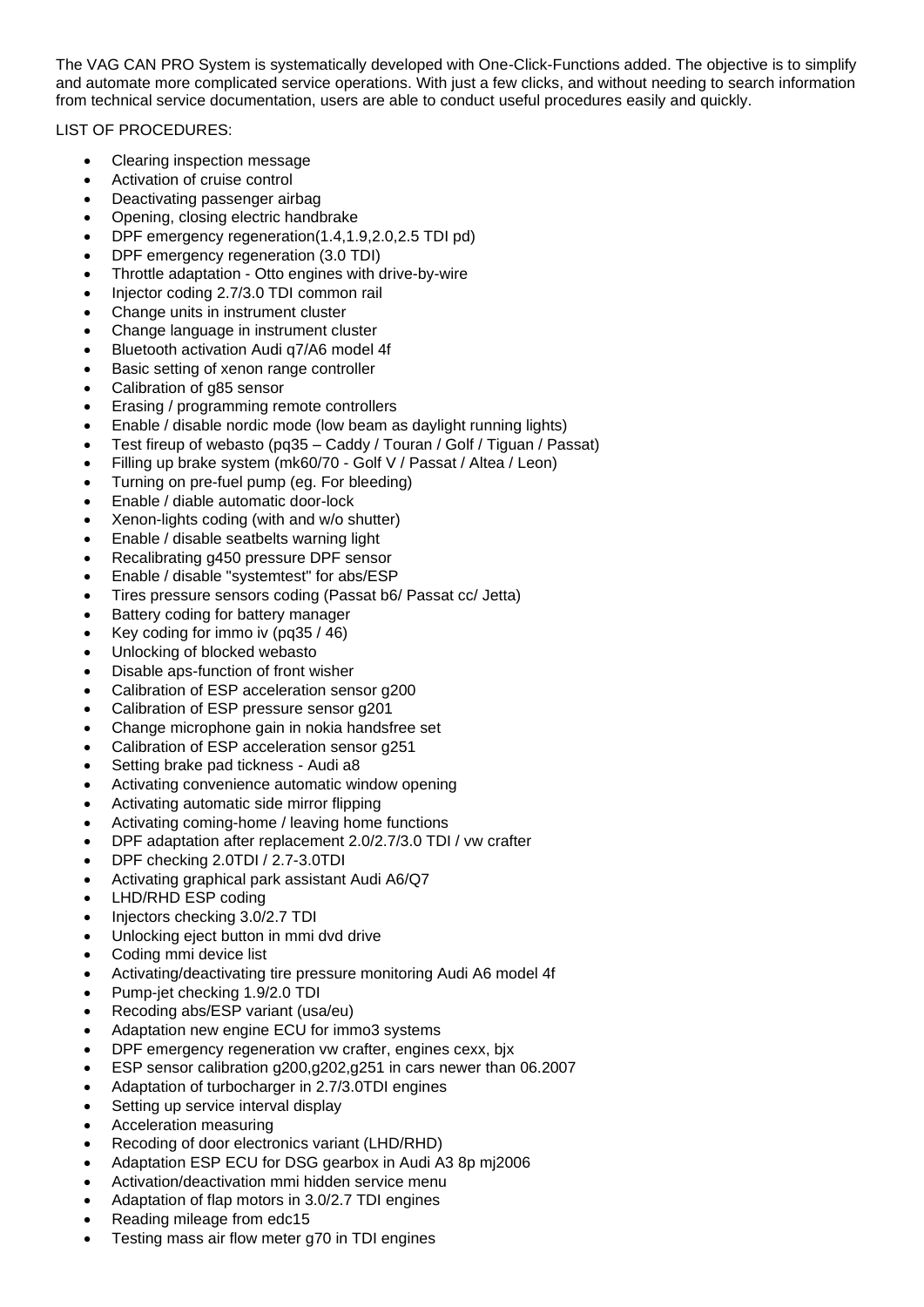The VAG CAN PRO System is systematically developed with One-Click-Functions added. The objective is to simplify and automate more complicated service operations. With just a few clicks, and without needing to search information from technical service documentation, users are able to conduct useful procedures easily and quickly.

LIST OF PROCEDURES:

- Clearing inspection message
- Activation of cruise control
- Deactivating passenger airbag
- Opening, closing electric handbrake
- DPF emergency regeneration(1.4,1.9,2.0,2.5 TDI pd)
- DPF emergency regeneration (3.0 TDI)
- Throttle adaptation - Otto engines with drive-by-wire
- Injector coding 2.7/3.0 TDI common rail
- Change units in instrument cluster
- Change language in instrument cluster
- Bluetooth activation Audi q7/A6 model 4f
- Basic setting of xenon range controller
- Calibration of g85 sensor
- Erasing / programming remote controllers
- Enable / disable nordic mode (low beam as daylight running lights)
- Test fireup of webasto (pq35 – Caddy / Touran / Golf / Tiguan / Passat)
- Filling up brake system (mk60/70 - Golf V / Passat / Altea / Leon)
- Turning on pre-fuel pump (eg. For bleeding)
- Enable / diable automatic door-lock
- Xenon-lights coding (with and w/o shutter)
- Enable / disable seatbelts warning light
- Recalibrating g450 pressure DPF sensor
- Enable / disable "systemtest" for abs/ESP
- Tires pressure sensors coding (Passat b6/ Passat cc/ Jetta)
- Battery coding for battery manager
- Key coding for immo iv (pq35 / 46)
- Unlocking of blocked webasto
- Disable aps-function of front wisher
- Calibration of ESP acceleration sensor g200
- Calibration of ESP pressure sensor g201
- Change microphone gain in nokia handsfree set
- Calibration of ESP acceleration sensor g251
- Setting brake pad tickness - Audi a8
- Activating convenience automatic window opening
- Activating automatic side mirror flipping
- Activating coming-home / leaving home functions
- DPF adaptation after replacement 2.0/2.7/3.0 TDI / vw crafter
- DPF checking 2.0TDI / 2.7-3.0TDI
- Activating graphical park assistant Audi A6/Q7
- LHD/RHD ESP coding
- Injectors checking 3.0/2.7 TDI
- Unlocking eject button in mmi dvd drive
- Coding mmi device list
- Activating/deactivating tire pressure monitoring Audi A6 model 4f
- Pump-jet checking 1.9/2.0 TDI
- Recoding abs/ESP variant (usa/eu)
- Adaptation new engine ECU for immo3 systems
- DPF emergency regeneration vw crafter, engines cexx, bjx
- ESP sensor calibration g200,g202,g251 in cars newer than 06.2007
- Adaptation of turbocharger in 2.7/3.0TDI engines
- Setting up service interval display
- Acceleration measuring
- Recoding of door electronics variant (LHD/RHD)
- Adaptation ESP ECU for DSG gearbox in Audi A3 8p mj2006
- Activation/deactivation mmi hidden service menu
- Adaptation of flap motors in 3.0/2.7 TDI engines
- Reading mileage from edc15
- Testing mass air flow meter g70 in TDI engines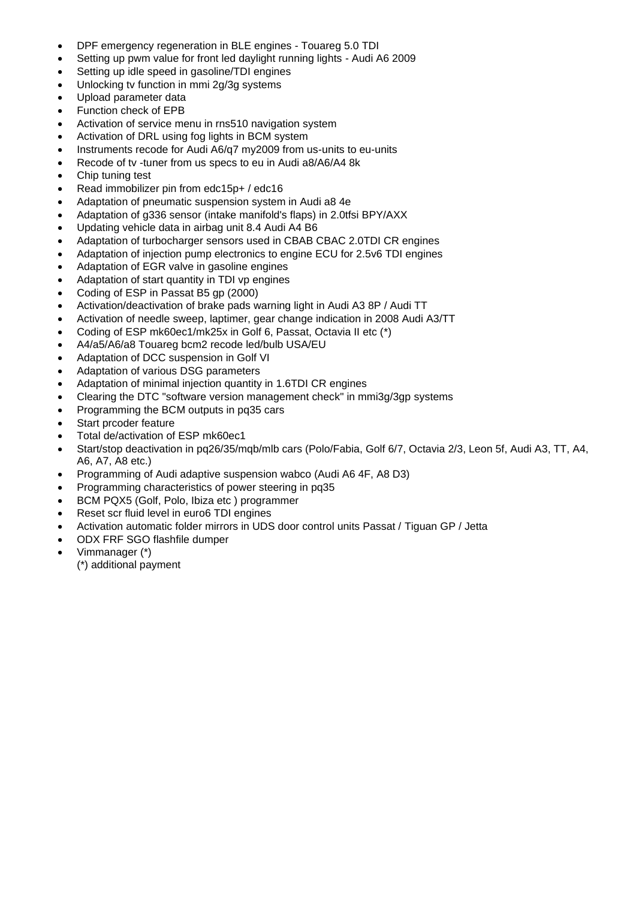- DPF emergency regeneration in BLE engines - Touareg 5.0 TDI
- Setting up pwm value for front led daylight running lights - Audi A6 2009
- Setting up idle speed in gasoline/TDI engines
- Unlocking tv function in mmi 2g/3g systems
- Upload parameter data
- Function check of EPB
- Activation of service menu in rns510 navigation system
- Activation of DRL using fog lights in BCM system
- Instruments recode for Audi A6/q7 my2009 from us-units to eu-units
- Recode of tv -tuner from us specs to eu in Audi a8/A6/A4 8k
- Chip tuning test
- Read immobilizer pin from edc15p+ / edc16
- Adaptation of pneumatic suspension system in Audi a8 4e
- Adaptation of g336 sensor (intake manifold's flaps) in 2.0tfsi BPY/AXX
- Updating vehicle data in airbag unit 8.4 Audi A4 B6
- Adaptation of turbocharger sensors used in CBAB CBAC 2.0TDI CR engines
- Adaptation of injection pump electronics to engine ECU for 2.5v6 TDI engines
- Adaptation of EGR valve in gasoline engines
- Adaptation of start quantity in TDI vp engines
- Coding of ESP in Passat B5 gp (2000)
- Activation/deactivation of brake pads warning light in Audi A3 8P / Audi TT
- Activation of needle sweep, laptimer, gear change indication in 2008 Audi A3/TT
- Coding of ESP mk60ec1/mk25x in Golf 6, Passat, Octavia II etc (*)
- A4/a5/A6/a8 Touareg bcm2 recode led/bulb USA/EU
- Adaptation of DCC suspension in Golf VI
- Adaptation of various DSG parameters
- Adaptation of minimal injection quantity in 1.6TDI CR engines
- Clearing the DTC "software version management check" in mmi3g/3gp systems
- Programming the BCM outputs in pq35 cars
- Start prcoder feature
- Total de/activation of ESP mk60ec1
- Start/stop deactivation in pq26/35/mqb/mlb cars (Polo/Fabia, Golf 6/7, Octavia 2/3, Leon 5f, Audi A3, TT, A4, A6, A7, A8 etc.)
- Programming of Audi adaptive suspension wabco (Audi A6 4F, A8 D3)
- Programming characteristics of power steering in pq35
- BCM PQX5 (Golf, Polo, Ibiza etc ) programmer
- Reset scr fluid level in euro6 TDI engines
- Activation automatic folder mirrors in UDS door control units Passat / Tiguan GP / Jetta
- ODX FRF SGO flashfile dumper
- Vimmanager (*)

  (*) additional payment